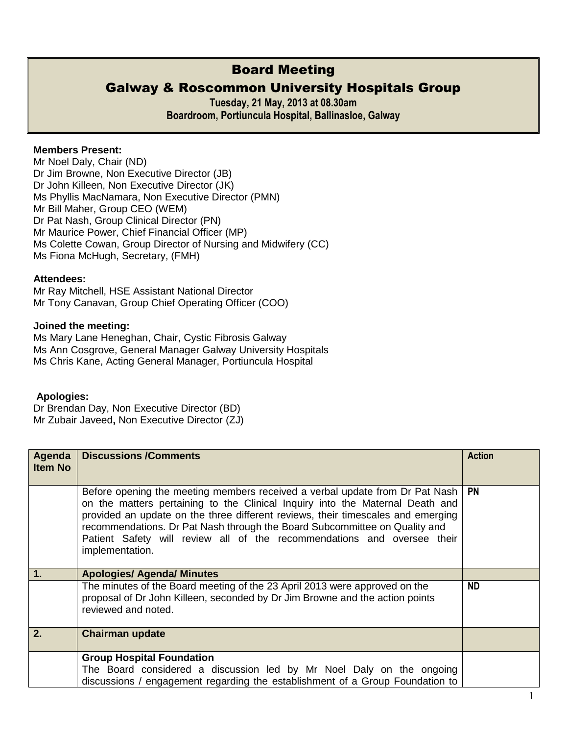# Board Meeting

## Galway & Roscommon University Hospitals Group

**Tuesday, 21 May, 2013 at 08.30am**
**Boardroom, Portiuncula Hospital, Ballinasloe, Galway**

**Members Present:**
Mr Noel Daly, Chair (ND)
Dr Jim Browne, Non Executive Director (JB)
Dr John Killeen, Non Executive Director (JK)
Ms Phyllis MacNamara, Non Executive Director (PMN)
Mr Bill Maher, Group CEO (WEM)
Dr Pat Nash, Group Clinical Director (PN)
Mr Maurice Power, Chief Financial Officer (MP)
Ms Colette Cowan, Group Director of Nursing and Midwifery (CC)
Ms Fiona McHugh, Secretary, (FMH)

**Attendees:**
Mr Ray Mitchell, HSE Assistant National Director
Mr Tony Canavan, Group Chief Operating Officer (COO)

**Joined the meeting:**
Ms Mary Lane Heneghan, Chair, Cystic Fibrosis Galway
Ms Ann Cosgrove, General Manager Galway University Hospitals
Ms Chris Kane, Acting General Manager, Portiuncula Hospital

**Apologies:**
Dr Brendan Day, Non Executive Director (BD)
Mr Zubair Javeed**,** Non Executive Director (ZJ)

| Agenda Item No | Discussions /Comments | Action |
|---|---|---|
| | Before opening the meeting members received a verbal update from Dr Pat Nash on the matters pertaining to the Clinical Inquiry into the Maternal Death and provided an update on the three different reviews, their timescales and emerging recommendations. Dr Pat Nash through the Board Subcommittee on Quality and Patient Safety will review all of the recommendations and oversee their implementation. | PN |
| **1.** | **Apologies/ Agenda/ Minutes** | |
| | The minutes of the Board meeting of the 23 April 2013 were approved on the proposal of Dr John Killeen, seconded by Dr Jim Browne and the action points reviewed and noted. | ND |
| **2.** | **Chairman update** | |
| | **Group Hospital Foundation** The Board considered a discussion led by Mr Noel Daly on the ongoing discussions / engagement regarding the establishment of a Group Foundation to | |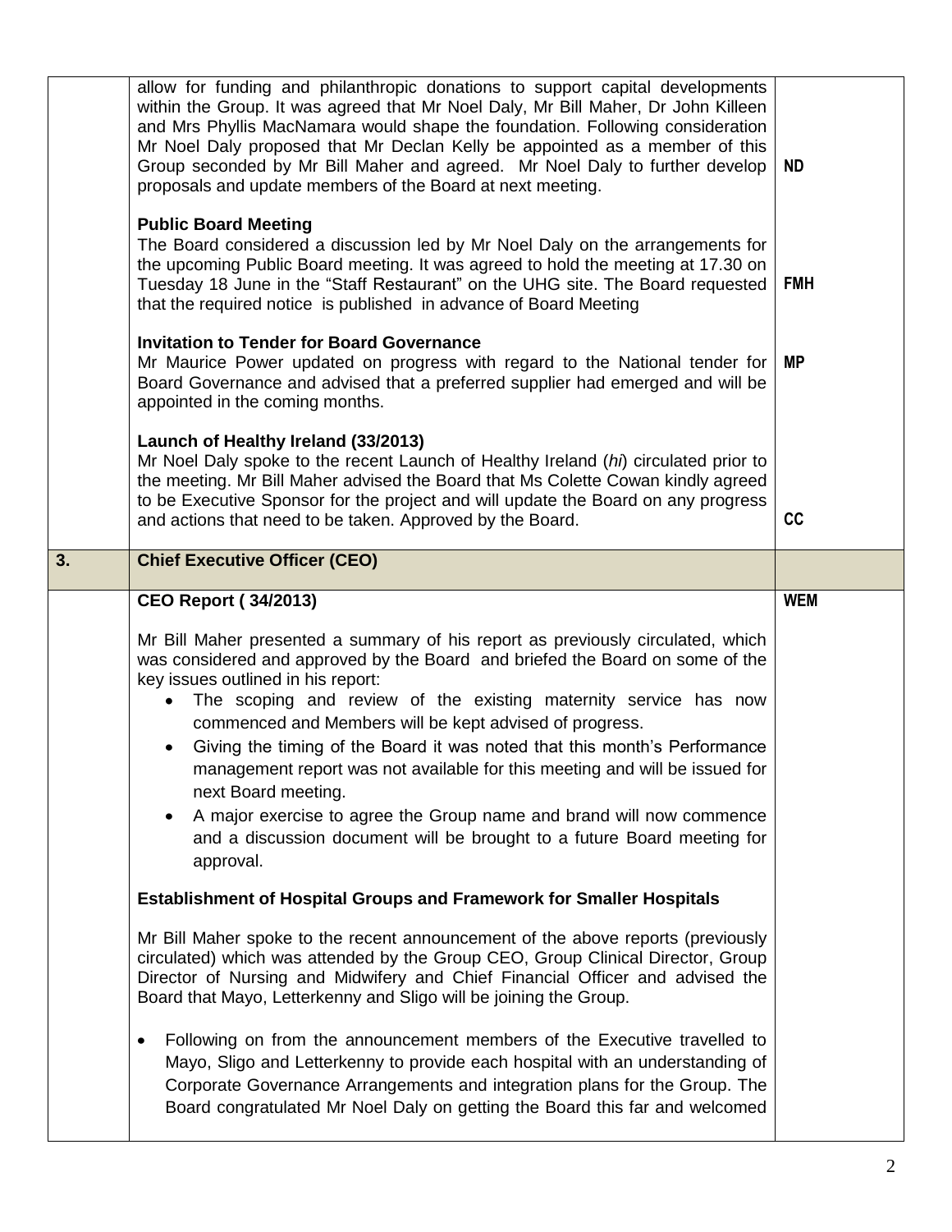| | | |
|---|---|---|
| | allow for funding and philanthropic donations to support capital developments within the Group. It was agreed that Mr Noel Daly, Mr Bill Maher, Dr John Killeen and Mrs Phyllis MacNamara would shape the foundation. Following consideration Mr Noel Daly proposed that Mr Declan Kelly be appointed as a member of this Group seconded by Mr Bill Maher and agreed. Mr Noel Daly to further develop proposals and update members of the Board at next meeting. | **ND** |
| | **Public Board Meeting**<br>The Board considered a discussion led by Mr Noel Daly on the arrangements for the upcoming Public Board meeting. It was agreed to hold the meeting at 17.30 on Tuesday 18 June in the "Staff Restaurant" on the UHG site. The Board requested that the required notice is published in advance of Board Meeting | **FMH** |
| | **Invitation to Tender for Board Governance**<br>Mr Maurice Power updated on progress with regard to the National tender for Board Governance and advised that a preferred supplier had emerged and will be appointed in the coming months. | **MP** |
| | **Launch of Healthy Ireland (33/2013)**<br>Mr Noel Daly spoke to the recent Launch of Healthy Ireland (*hi*) circulated prior to the meeting. Mr Bill Maher advised the Board that Ms Colette Cowan kindly agreed to be Executive Sponsor for the project and will update the Board on any progress and actions that need to be taken. Approved by the Board. | **CC** |
| **3.** | **Chief Executive Officer (CEO)** | |
| | **CEO Report ( 34/2013)**<br><br>Mr Bill Maher presented a summary of his report as previously circulated, which was considered and approved by the Board and briefed the Board on some of the key issues outlined in his report:<br>• The scoping and review of the existing maternity service has now commenced and Members will be kept advised of progress.<br>• Giving the timing of the Board it was noted that this month's Performance management report was not available for this meeting and will be issued for next Board meeting.<br>• A major exercise to agree the Group name and brand will now commence and a discussion document will be brought to a future Board meeting for approval.<br><br>**Establishment of Hospital Groups and Framework for Smaller Hospitals**<br><br>Mr Bill Maher spoke to the recent announcement of the above reports (previously circulated) which was attended by the Group CEO, Group Clinical Director, Group Director of Nursing and Midwifery and Chief Financial Officer and advised the Board that Mayo, Letterkenny and Sligo will be joining the Group.<br><br>• Following on from the announcement members of the Executive travelled to Mayo, Sligo and Letterkenny to provide each hospital with an understanding of Corporate Governance Arrangements and integration plans for the Group. The Board congratulated Mr Noel Daly on getting the Board this far and welcomed | **WEM** |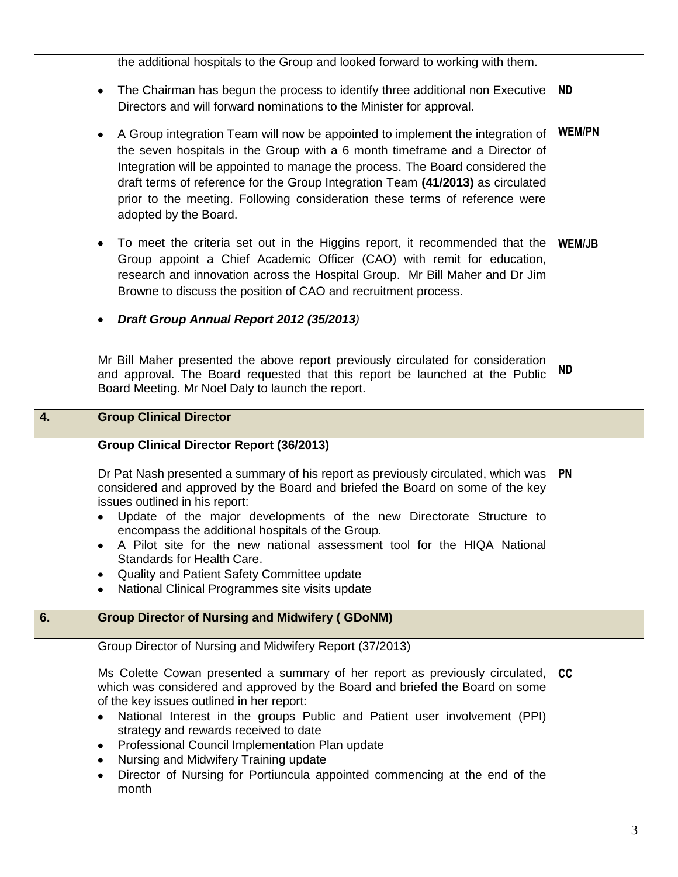| | | |
|---|---|---|
| | the additional hospitals to the Group and looked forward to working with them.<br><br>• The Chairman has begun the process to identify three additional non Executive Directors and will forward nominations to the Minister for approval.<br><br>• A Group integration Team will now be appointed to implement the integration of the seven hospitals in the Group with a 6 month timeframe and a Director of Integration will be appointed to manage the process. The Board considered the draft terms of reference for the Group Integration Team **(41/2013)** as circulated prior to the meeting. Following consideration these terms of reference were adopted by the Board.<br><br>• To meet the criteria set out in the Higgins report, it recommended that the Group appoint a Chief Academic Officer (CAO) with remit for education, research and innovation across the Hospital Group. Mr Bill Maher and Dr Jim Browne to discuss the position of CAO and recruitment process.<br><br>• ***Draft Group Annual Report 2012 (35/2013)***<br><br>Mr Bill Maher presented the above report previously circulated for consideration and approval. The Board requested that this report be launched at the Public Board Meeting. Mr Noel Daly to launch the report. | **ND**<br><br>**WEM/PN**<br><br>**WEM/JB**<br><br>**ND** |
| **4.** | **Group Clinical Director** | |
| | **Group Clinical Director Report (36/2013)**<br><br>Dr Pat Nash presented a summary of his report as previously circulated, which was considered and approved by the Board and briefed the Board on some of the key issues outlined in his report:<br>• Update of the major developments of the new Directorate Structure to encompass the additional hospitals of the Group.<br>• A Pilot site for the new national assessment tool for the HIQA National Standards for Health Care.<br>• Quality and Patient Safety Committee update<br>• National Clinical Programmes site visits update | **PN** |
| **6.** | **Group Director of Nursing and Midwifery ( GDoNM)** | |
| | Group Director of Nursing and Midwifery Report (37/2013)<br><br>Ms Colette Cowan presented a summary of her report as previously circulated, which was considered and approved by the Board and briefed the Board on some of the key issues outlined in her report:<br>• National Interest in the groups Public and Patient user involvement (PPI) strategy and rewards received to date<br>• Professional Council Implementation Plan update<br>• Nursing and Midwifery Training update<br>• Director of Nursing for Portiuncula appointed commencing at the end of the month | **CC** |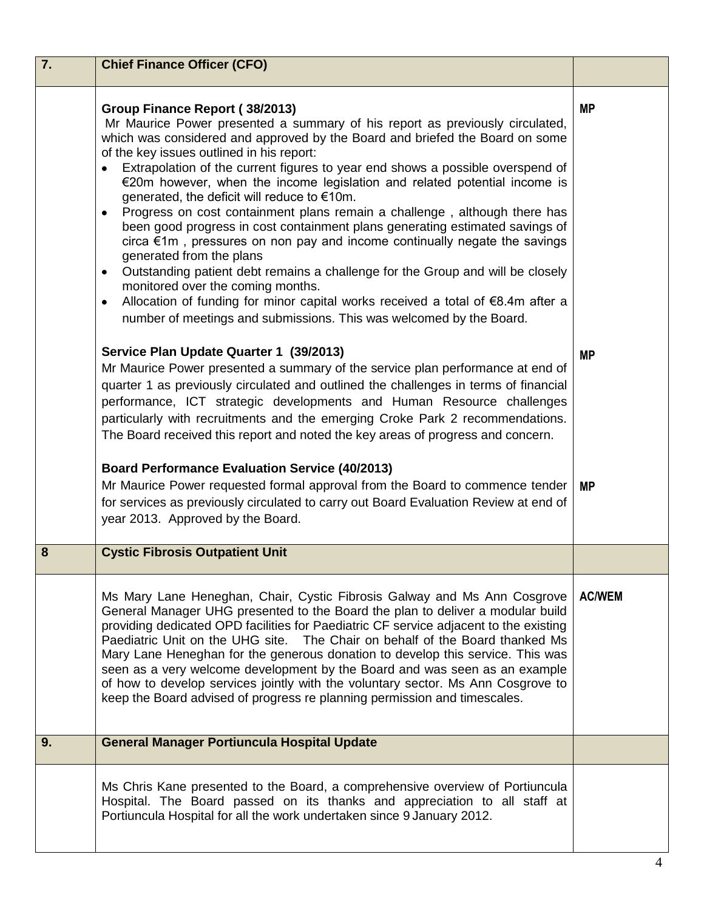| 7. | Chief Finance Officer (CFO) | |
|---|---|---|
| | **Group Finance Report ( 38/2013)**<br>Mr Maurice Power presented a summary of his report as previously circulated, which was considered and approved by the Board and briefed the Board on some of the key issues outlined in his report:<br>• Extrapolation of the current figures to year end shows a possible overspend of €20m however, when the income legislation and related potential income is generated, the deficit will reduce to €10m.<br>• Progress on cost containment plans remain a challenge , although there has been good progress in cost containment plans generating estimated savings of circa €1m , pressures on non pay and income continually negate the savings generated from the plans<br>• Outstanding patient debt remains a challenge for the Group and will be closely monitored over the coming months.<br>• Allocation of funding for minor capital works received a total of €8.4m after a number of meetings and submissions. This was welcomed by the Board. | **MP** |
| | **Service Plan Update Quarter 1 (39/2013)**<br>Mr Maurice Power presented a summary of the service plan performance at end of quarter 1 as previously circulated and outlined the challenges in terms of financial performance, ICT strategic developments and Human Resource challenges particularly with recruitments and the emerging Croke Park 2 recommendations. The Board received this report and noted the key areas of progress and concern. | **MP** |
| | **Board Performance Evaluation Service (40/2013)**<br>Mr Maurice Power requested formal approval from the Board to commence tender for services as previously circulated to carry out Board Evaluation Review at end of year 2013. Approved by the Board. | **MP** |
| **8** | **Cystic Fibrosis Outpatient Unit** | |
| | Ms Mary Lane Heneghan, Chair, Cystic Fibrosis Galway and Ms Ann Cosgrove General Manager UHG presented to the Board the plan to deliver a modular build providing dedicated OPD facilities for Paediatric CF service adjacent to the existing Paediatric Unit on the UHG site. The Chair on behalf of the Board thanked Ms Mary Lane Heneghan for the generous donation to develop this service. This was seen as a very welcome development by the Board and was seen as an example of how to develop services jointly with the voluntary sector. Ms Ann Cosgrove to keep the Board advised of progress re planning permission and timescales. | **AC/WEM** |
| **9.** | **General Manager Portiuncula Hospital Update** | |
| | Ms Chris Kane presented to the Board, a comprehensive overview of Portiuncula Hospital. The Board passed on its thanks and appreciation to all staff at Portiuncula Hospital for all the work undertaken since 9 January 2012. | |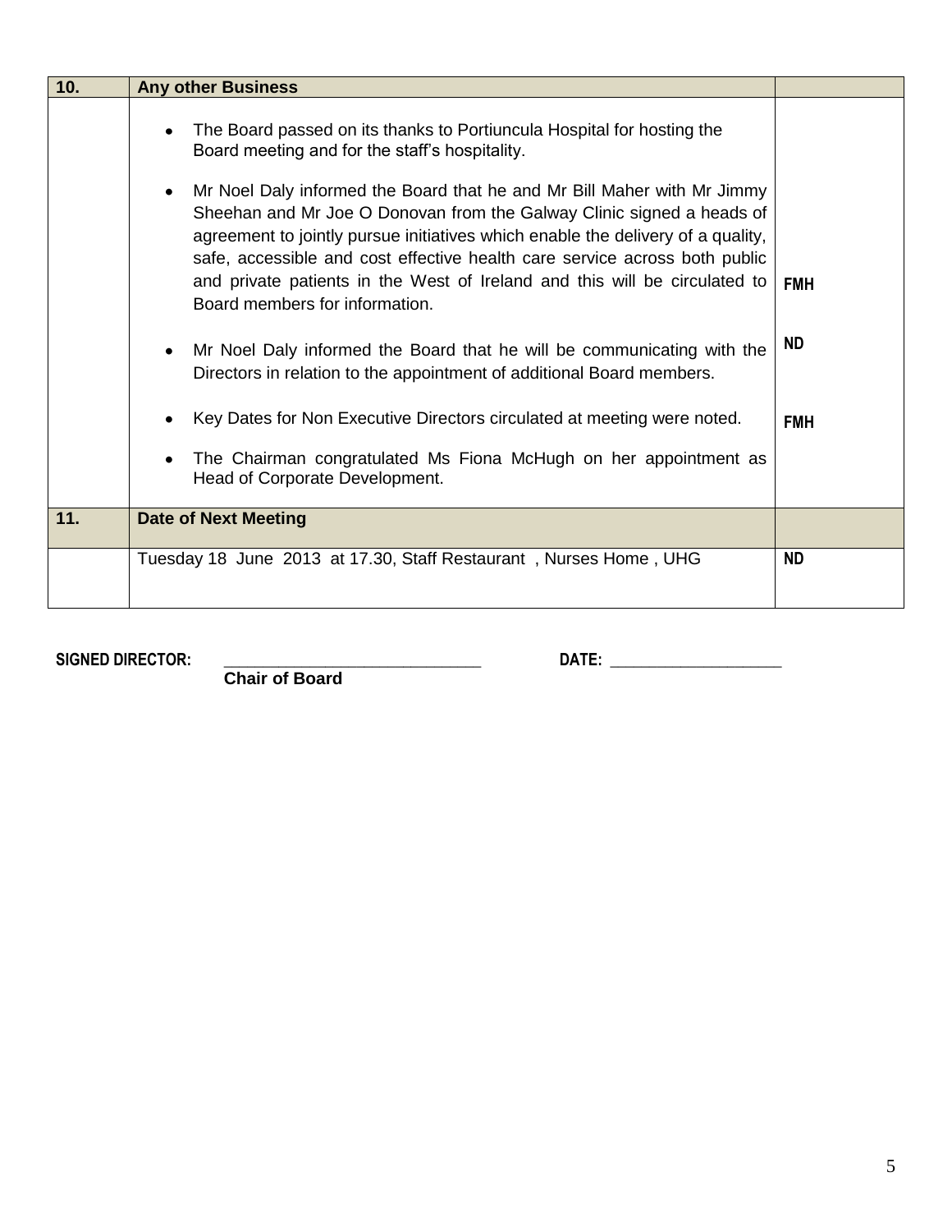| 10. | Any other Business | |
|---|---|---|
| | • The Board passed on its thanks to Portiuncula Hospital for hosting the Board meeting and for the staff's hospitality.<br><br>• Mr Noel Daly informed the Board that he and Mr Bill Maher with Mr Jimmy Sheehan and Mr Joe O Donovan from the Galway Clinic signed a heads of agreement to jointly pursue initiatives which enable the delivery of a quality, safe, accessible and cost effective health care service across both public and private patients in the West of Ireland and this will be circulated to Board members for information.<br><br>• Mr Noel Daly informed the Board that he will be communicating with the Directors in relation to the appointment of additional Board members.<br><br>• Key Dates for Non Executive Directors circulated at meeting were noted.<br><br>• The Chairman congratulated Ms Fiona McHugh on her appointment as Head of Corporate Development. | **FMH**<br><br>**ND**<br><br>**FMH** |
| **11.** | **Date of Next Meeting** | |
| | Tuesday 18 June 2013 at 17.30, Staff Restaurant , Nurses Home , UHG | **ND** |

**SIGNED DIRECTOR:** ______________________________ **DATE:** ____________________
**Chair of Board**